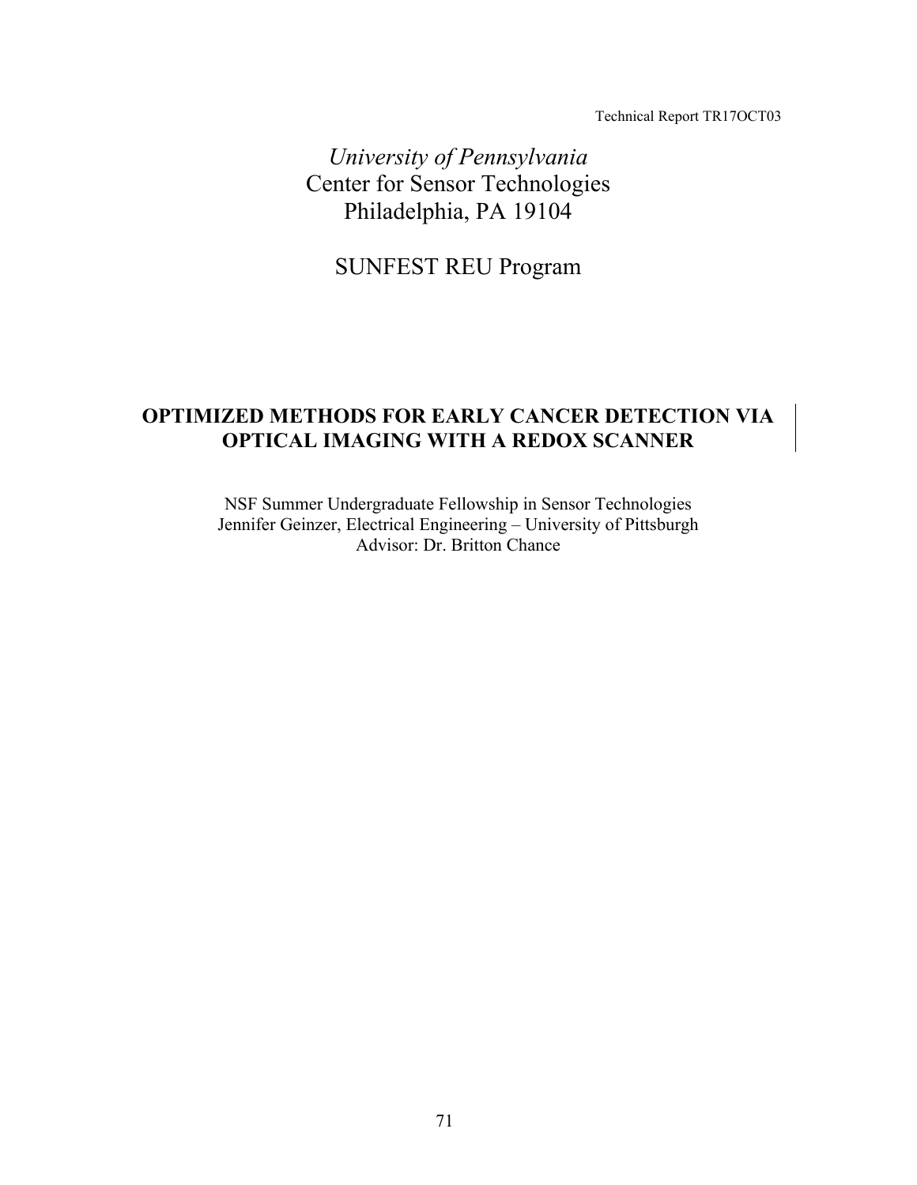Technical Report TR17OCT03

*University of Pennsylvania*
Center for Sensor Technologies
Philadelphia, PA 19104

SUNFEST REU Program

# OPTIMIZED METHODS FOR EARLY CANCER DETECTION VIA OPTICAL IMAGING WITH A REDOX SCANNER

NSF Summer Undergraduate Fellowship in Sensor Technologies
Jennifer Geinzer, Electrical Engineering – University of Pittsburgh
Advisor: Dr. Britton Chance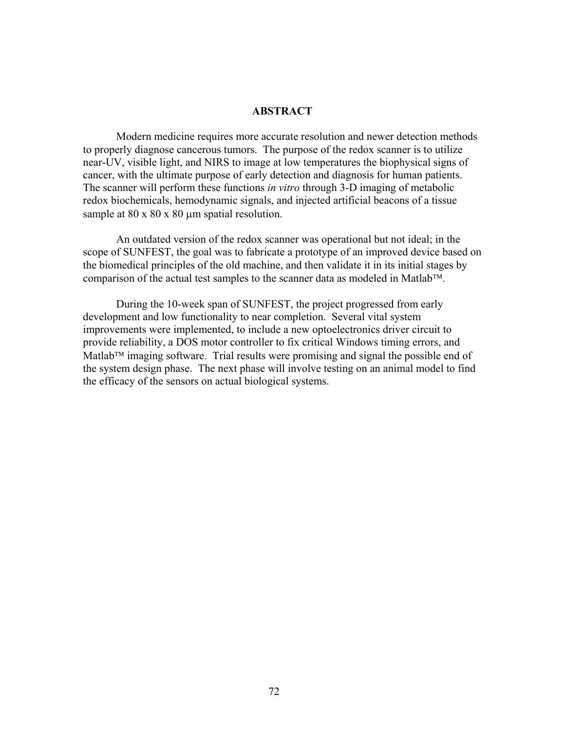## ABSTRACT

Modern medicine requires more accurate resolution and newer detection methods to properly diagnose cancerous tumors. The purpose of the redox scanner is to utilize near-UV, visible light, and NIRS to image at low temperatures the biophysical signs of cancer, with the ultimate purpose of early detection and diagnosis for human patients. The scanner will perform these functions *in vitro* through 3-D imaging of metabolic redox biochemicals, hemodynamic signals, and injected artificial beacons of a tissue sample at 80 x 80 x 80 μm spatial resolution.

An outdated version of the redox scanner was operational but not ideal; in the scope of SUNFEST, the goal was to fabricate a prototype of an improved device based on the biomedical principles of the old machine, and then validate it in its initial stages by comparison of the actual test samples to the scanner data as modeled in Matlab™.

During the 10-week span of SUNFEST, the project progressed from early development and low functionality to near completion. Several vital system improvements were implemented, to include a new optoelectronics driver circuit to provide reliability, a DOS motor controller to fix critical Windows timing errors, and Matlab™ imaging software. Trial results were promising and signal the possible end of the system design phase. The next phase will involve testing on an animal model to find the efficacy of the sensors on actual biological systems.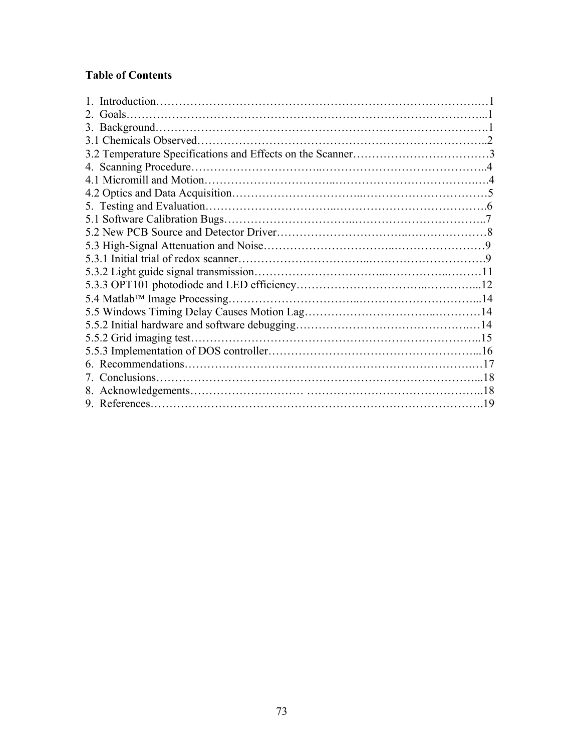**Table of Contents**

1. Introduction……………………………………………………………………………1
2. Goals……………………………………………………………………………………1
3. Background……………………………………………………………………………1
3.1 Chemicals Observed…………………………………………………………………2
3.2 Temperature Specifications and Effects on the Scanner……………………………3
4. Scanning Procedure……………………………………………………………………4
4.1 Micromill and Motion…………………………………………………………………4
4.2 Optics and Data Acquisition…………………………………………………………5
5. Testing and Evaluation…………………………………………………………………6
5.1 Software Calibration Bugs……………………………………………………………7
5.2 New PCB Source and Detector Driver………………………………………………8
5.3 High-Signal Attenuation and Noise…………………………………………………9
5.3.1 Initial trial of redox scanner…………………………………………………………9
5.3.2 Light guide signal transmission……………………………………………………11
5.3.3 OPT101 photodiode and LED efficiency…………………………………………12
5.4 Matlab™ Image Processing……………………………………………………………14
5.5 Windows Timing Delay Causes Motion Lag…………………………………………14
5.5.2 Initial hardware and software debugging…………………………………………14
5.5.2 Grid imaging test……………………………………………………………………15
5.5.3 Implementation of DOS controller…………………………………………………16
6. Recommendations………………………………………………………………………17
7. Conclusions………………………………………………………………………………18
8. Acknowledgements………………………………………………………………………18
9. References………………………………………………………………………………19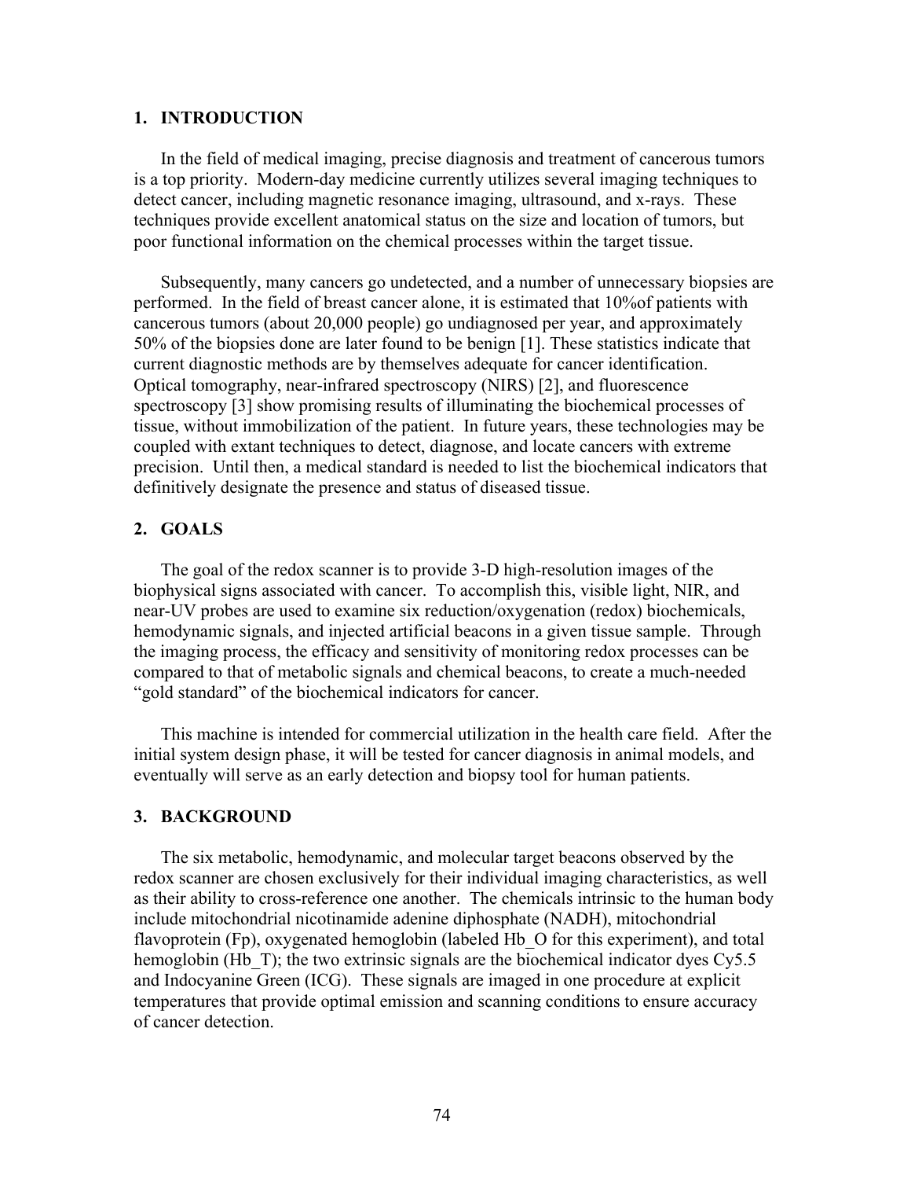## 1. INTRODUCTION

In the field of medical imaging, precise diagnosis and treatment of cancerous tumors is a top priority. Modern-day medicine currently utilizes several imaging techniques to detect cancer, including magnetic resonance imaging, ultrasound, and x-rays. These techniques provide excellent anatomical status on the size and location of tumors, but poor functional information on the chemical processes within the target tissue.

Subsequently, many cancers go undetected, and a number of unnecessary biopsies are performed. In the field of breast cancer alone, it is estimated that 10%of patients with cancerous tumors (about 20,000 people) go undiagnosed per year, and approximately 50% of the biopsies done are later found to be benign [1]. These statistics indicate that current diagnostic methods are by themselves adequate for cancer identification. Optical tomography, near-infrared spectroscopy (NIRS) [2], and fluorescence spectroscopy [3] show promising results of illuminating the biochemical processes of tissue, without immobilization of the patient. In future years, these technologies may be coupled with extant techniques to detect, diagnose, and locate cancers with extreme precision. Until then, a medical standard is needed to list the biochemical indicators that definitively designate the presence and status of diseased tissue.

## 2. GOALS

The goal of the redox scanner is to provide 3-D high-resolution images of the biophysical signs associated with cancer. To accomplish this, visible light, NIR, and near-UV probes are used to examine six reduction/oxygenation (redox) biochemicals, hemodynamic signals, and injected artificial beacons in a given tissue sample. Through the imaging process, the efficacy and sensitivity of monitoring redox processes can be compared to that of metabolic signals and chemical beacons, to create a much-needed "gold standard" of the biochemical indicators for cancer.

This machine is intended for commercial utilization in the health care field. After the initial system design phase, it will be tested for cancer diagnosis in animal models, and eventually will serve as an early detection and biopsy tool for human patients.

## 3. BACKGROUND

The six metabolic, hemodynamic, and molecular target beacons observed by the redox scanner are chosen exclusively for their individual imaging characteristics, as well as their ability to cross-reference one another. The chemicals intrinsic to the human body include mitochondrial nicotinamide adenine diphosphate (NADH), mitochondrial flavoprotein (Fp), oxygenated hemoglobin (labeled Hb_O for this experiment), and total hemoglobin (Hb_T); the two extrinsic signals are the biochemical indicator dyes Cy5.5 and Indocyanine Green (ICG). These signals are imaged in one procedure at explicit temperatures that provide optimal emission and scanning conditions to ensure accuracy of cancer detection.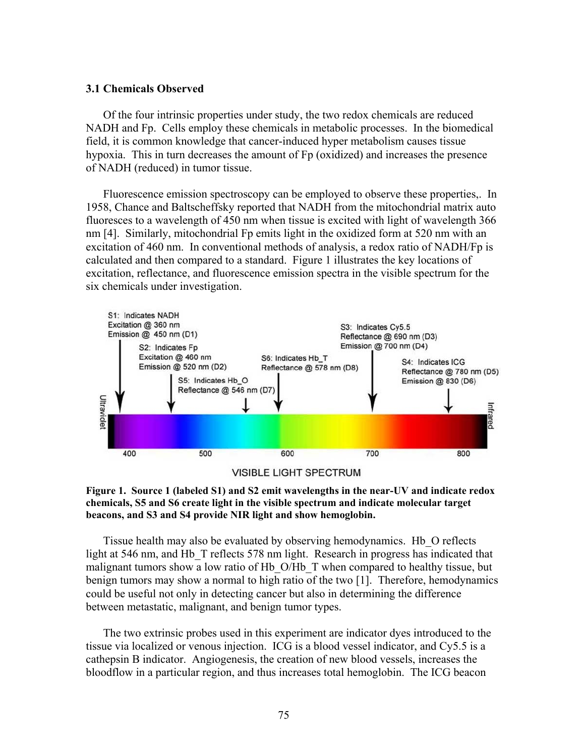### 3.1 Chemicals Observed

Of the four intrinsic properties under study, the two redox chemicals are reduced NADH and Fp. Cells employ these chemicals in metabolic processes. In the biomedical field, it is common knowledge that cancer-induced hyper metabolism causes tissue hypoxia. This in turn decreases the amount of Fp (oxidized) and increases the presence of NADH (reduced) in tumor tissue.

Fluorescence emission spectroscopy can be employed to observe these properties,. In 1958, Chance and Baltscheffsky reported that NADH from the mitochondrial matrix auto fluoresces to a wavelength of 450 nm when tissue is excited with light of wavelength 366 nm [4]. Similarly, mitochondrial Fp emits light in the oxidized form at 520 nm with an excitation of 460 nm. In conventional methods of analysis, a redox ratio of NADH/Fp is calculated and then compared to a standard. Figure 1 illustrates the key locations of excitation, reflectance, and fluorescence emission spectra in the visible spectrum for the six chemicals under investigation.

S1: Indicates NADH
Excitation @ 360 nm
Emission @ 450 nm (D1)

S2: Indicates Fp
Excitation @ 460 nm
Emission @ 520 nm (D2)

S5: Indicates Hb_O
Reflectance @ 546 nm (D7)

S6: Indicates Hb_T
Reflectance @ 578 nm (D8)

S3: Indicates Cy5.5
Reflectance @ 690 nm (D3)
Emission @ 700 nm (D4)

S4: Indicates ICG
Reflectance @ 780 nm (D5)
Emission @ 830 (D6)

Ultraviolet 400 500 600 700 800 Infrared

VISIBLE LIGHT SPECTRUM

**Figure 1. Source 1 (labeled S1) and S2 emit wavelengths in the near-UV and indicate redox chemicals, S5 and S6 create light in the visible spectrum and indicate molecular target beacons, and S3 and S4 provide NIR light and show hemoglobin.**

Tissue health may also be evaluated by observing hemodynamics. Hb_O reflects light at 546 nm, and Hb_T reflects 578 nm light. Research in progress has indicated that malignant tumors show a low ratio of Hb_O/Hb_T when compared to healthy tissue, but benign tumors may show a normal to high ratio of the two [1]. Therefore, hemodynamics could be useful not only in detecting cancer but also in determining the difference between metastatic, malignant, and benign tumor types.

The two extrinsic probes used in this experiment are indicator dyes introduced to the tissue via localized or venous injection. ICG is a blood vessel indicator, and Cy5.5 is a cathepsin B indicator. Angiogenesis, the creation of new blood vessels, increases the bloodflow in a particular region, and thus increases total hemoglobin. The ICG beacon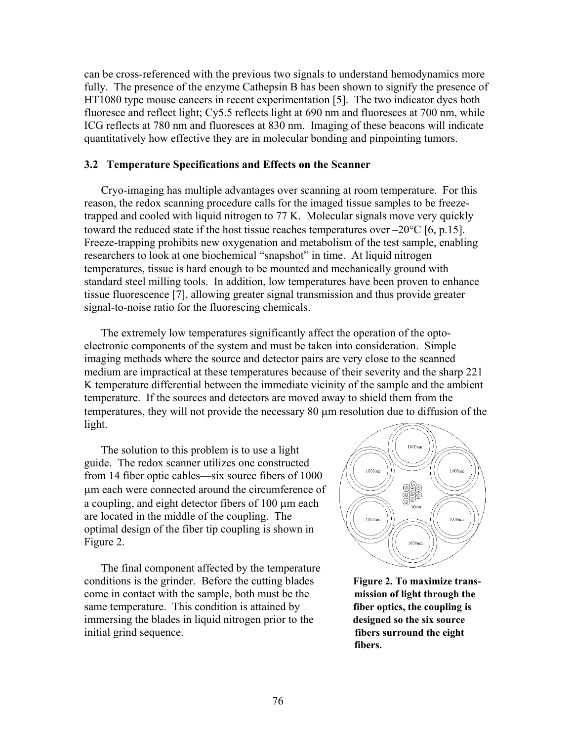can be cross-referenced with the previous two signals to understand hemodynamics more fully. The presence of the enzyme Cathepsin B has been shown to signify the presence of HT1080 type mouse cancers in recent experimentation [5]. The two indicator dyes both fluoresce and reflect light; Cy5.5 reflects light at 690 nm and fluoresces at 700 nm, while ICG reflects at 780 nm and fluoresces at 830 nm. Imaging of these beacons will indicate quantitatively how effective they are in molecular bonding and pinpointing tumors.

### 3.2 Temperature Specifications and Effects on the Scanner

Cryo-imaging has multiple advantages over scanning at room temperature. For this reason, the redox scanning procedure calls for the imaged tissue samples to be freeze-trapped and cooled with liquid nitrogen to 77 K. Molecular signals move very quickly toward the reduced state if the host tissue reaches temperatures over –20°C [6, p.15]. Freeze-trapping prohibits new oxygenation and metabolism of the test sample, enabling researchers to look at one biochemical "snapshot" in time. At liquid nitrogen temperatures, tissue is hard enough to be mounted and mechanically ground with standard steel milling tools. In addition, low temperatures have been proven to enhance tissue fluorescence [7], allowing greater signal transmission and thus provide greater signal-to-noise ratio for the fluorescing chemicals.

The extremely low temperatures significantly affect the operation of the opto-electronic components of the system and must be taken into consideration. Simple imaging methods where the source and detector pairs are very close to the scanned medium are impractical at these temperatures because of their severity and the sharp 221 K temperature differential between the immediate vicinity of the sample and the ambient temperature. If the sources and detectors are moved away to shield them from the temperatures, they will not provide the necessary 80 μm resolution due to diffusion of the light.

The solution to this problem is to use a light guide. The redox scanner utilizes one constructed from 14 fiber optic cables—six source fibers of 1000 μm each were connected around the circumference of a coupling, and eight detector fibers of 100 μm each are located in the middle of the coupling. The optimal design of the fiber tip coupling is shown in Figure 2.

**Figure 2. To maximize transmission of light through the fiber optics, the coupling is designed so the six source fibers surround the eight fibers.**

The final component affected by the temperature conditions is the grinder. Before the cutting blades come in contact with the sample, both must be the same temperature. This condition is attained by immersing the blades in liquid nitrogen prior to the initial grind sequence.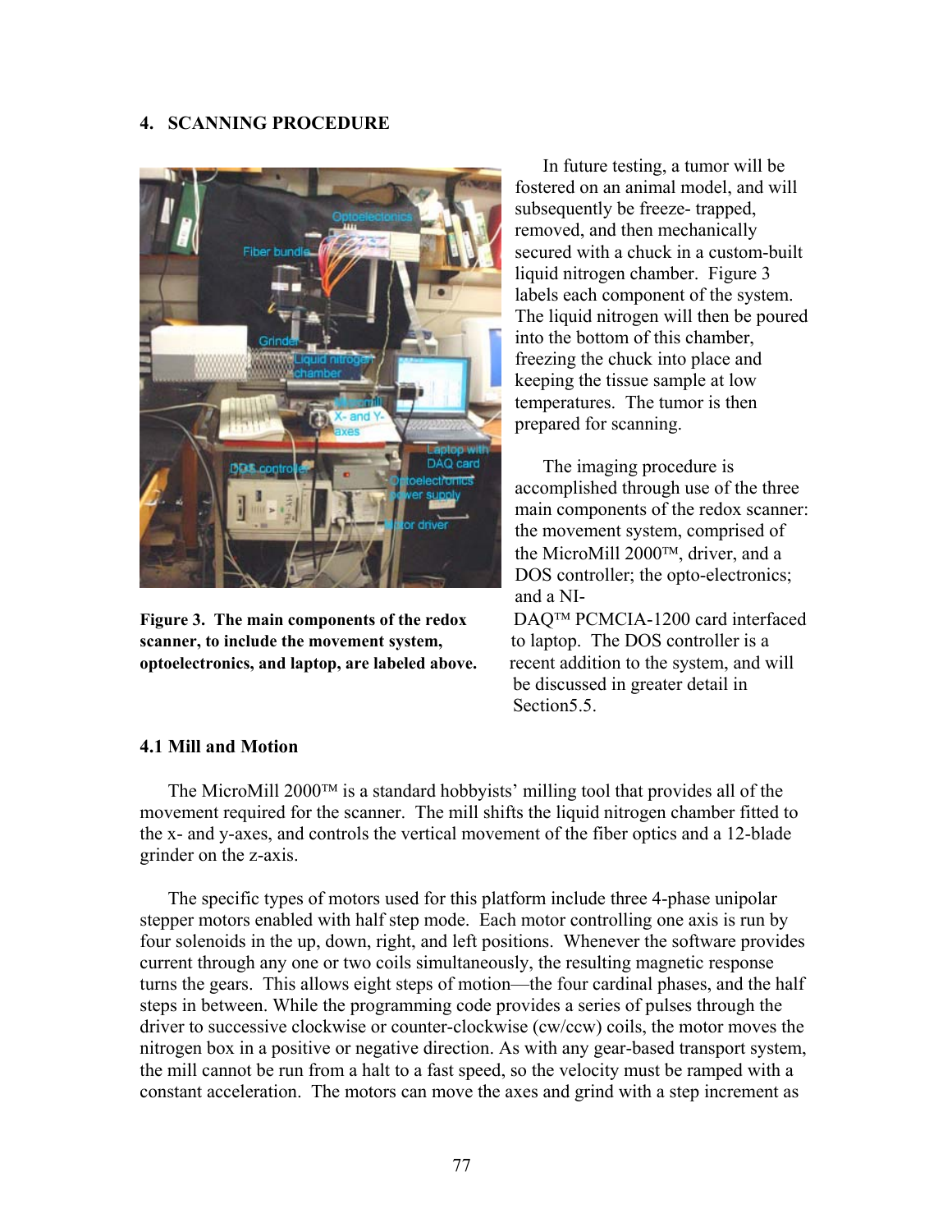## 4. SCANNING PROCEDURE

In future testing, a tumor will be fostered on an animal model, and will subsequently be freeze- trapped, removed, and then mechanically secured with a chuck in a custom-built liquid nitrogen chamber. Figure 3 labels each component of the system. The liquid nitrogen will then be poured into the bottom of this chamber, freezing the chuck into place and keeping the tissue sample at low temperatures. The tumor is then prepared for scanning.

**Figure 3. The main components of the redox scanner, to include the movement system, optoelectronics, and laptop, are labeled above.**

The imaging procedure is accomplished through use of the three main components of the redox scanner: the movement system, comprised of the MicroMill 2000™, driver, and a DOS controller; the opto-electronics; and a NI-DAQ™ PCMCIA-1200 card interfaced to laptop. The DOS controller is a recent addition to the system, and will be discussed in greater detail in Section5.5.

### 4.1 Mill and Motion

The MicroMill 2000™ is a standard hobbyists' milling tool that provides all of the movement required for the scanner. The mill shifts the liquid nitrogen chamber fitted to the x- and y-axes, and controls the vertical movement of the fiber optics and a 12-blade grinder on the z-axis.

The specific types of motors used for this platform include three 4-phase unipolar stepper motors enabled with half step mode. Each motor controlling one axis is run by four solenoids in the up, down, right, and left positions. Whenever the software provides current through any one or two coils simultaneously, the resulting magnetic response turns the gears. This allows eight steps of motion—the four cardinal phases, and the half steps in between. While the programming code provides a series of pulses through the driver to successive clockwise or counter-clockwise (cw/ccw) coils, the motor moves the nitrogen box in a positive or negative direction. As with any gear-based transport system, the mill cannot be run from a halt to a fast speed, so the velocity must be ramped with a constant acceleration. The motors can move the axes and grind with a step increment as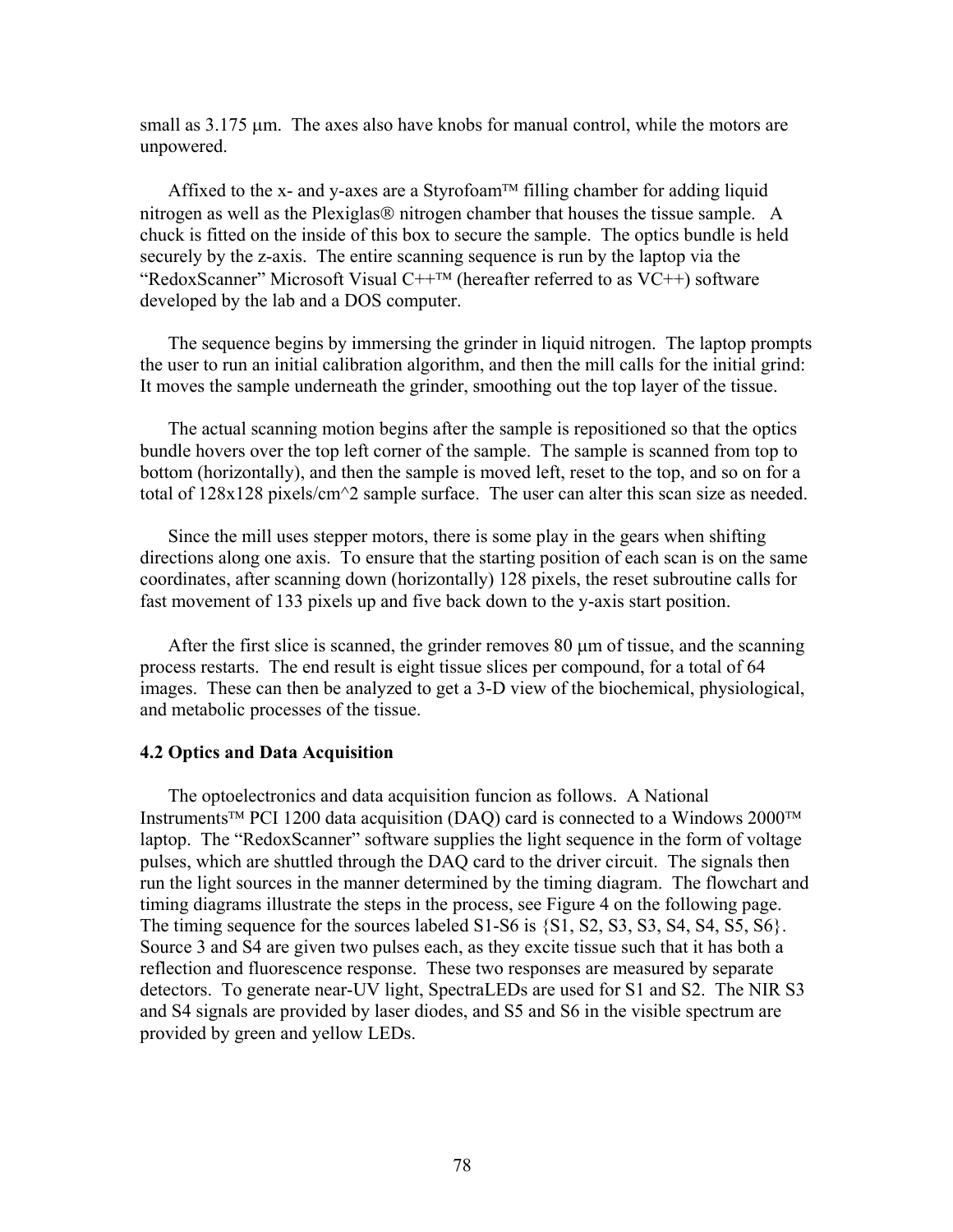small as 3.175 μm. The axes also have knobs for manual control, while the motors are unpowered.

Affixed to the x- and y-axes are a Styrofoam™ filling chamber for adding liquid nitrogen as well as the Plexiglas® nitrogen chamber that houses the tissue sample. A chuck is fitted on the inside of this box to secure the sample. The optics bundle is held securely by the z-axis. The entire scanning sequence is run by the laptop via the "RedoxScanner" Microsoft Visual C++™ (hereafter referred to as VC++) software developed by the lab and a DOS computer.

The sequence begins by immersing the grinder in liquid nitrogen. The laptop prompts the user to run an initial calibration algorithm, and then the mill calls for the initial grind: It moves the sample underneath the grinder, smoothing out the top layer of the tissue.

The actual scanning motion begins after the sample is repositioned so that the optics bundle hovers over the top left corner of the sample. The sample is scanned from top to bottom (horizontally), and then the sample is moved left, reset to the top, and so on for a total of 128x128 pixels/cm^2 sample surface. The user can alter this scan size as needed.

Since the mill uses stepper motors, there is some play in the gears when shifting directions along one axis. To ensure that the starting position of each scan is on the same coordinates, after scanning down (horizontally) 128 pixels, the reset subroutine calls for fast movement of 133 pixels up and five back down to the y-axis start position.

After the first slice is scanned, the grinder removes 80 μm of tissue, and the scanning process restarts. The end result is eight tissue slices per compound, for a total of 64 images. These can then be analyzed to get a 3-D view of the biochemical, physiological, and metabolic processes of the tissue.

### 4.2 Optics and Data Acquisition

The optoelectronics and data acquisition funcion as follows. A National Instruments™ PCI 1200 data acquisition (DAQ) card is connected to a Windows 2000™ laptop. The "RedoxScanner" software supplies the light sequence in the form of voltage pulses, which are shuttled through the DAQ card to the driver circuit. The signals then run the light sources in the manner determined by the timing diagram. The flowchart and timing diagrams illustrate the steps in the process, see Figure 4 on the following page. The timing sequence for the sources labeled S1-S6 is {S1, S2, S3, S3, S4, S4, S5, S6}. Source 3 and S4 are given two pulses each, as they excite tissue such that it has both a reflection and fluorescence response. These two responses are measured by separate detectors. To generate near-UV light, SpectraLEDs are used for S1 and S2. The NIR S3 and S4 signals are provided by laser diodes, and S5 and S6 in the visible spectrum are provided by green and yellow LEDs.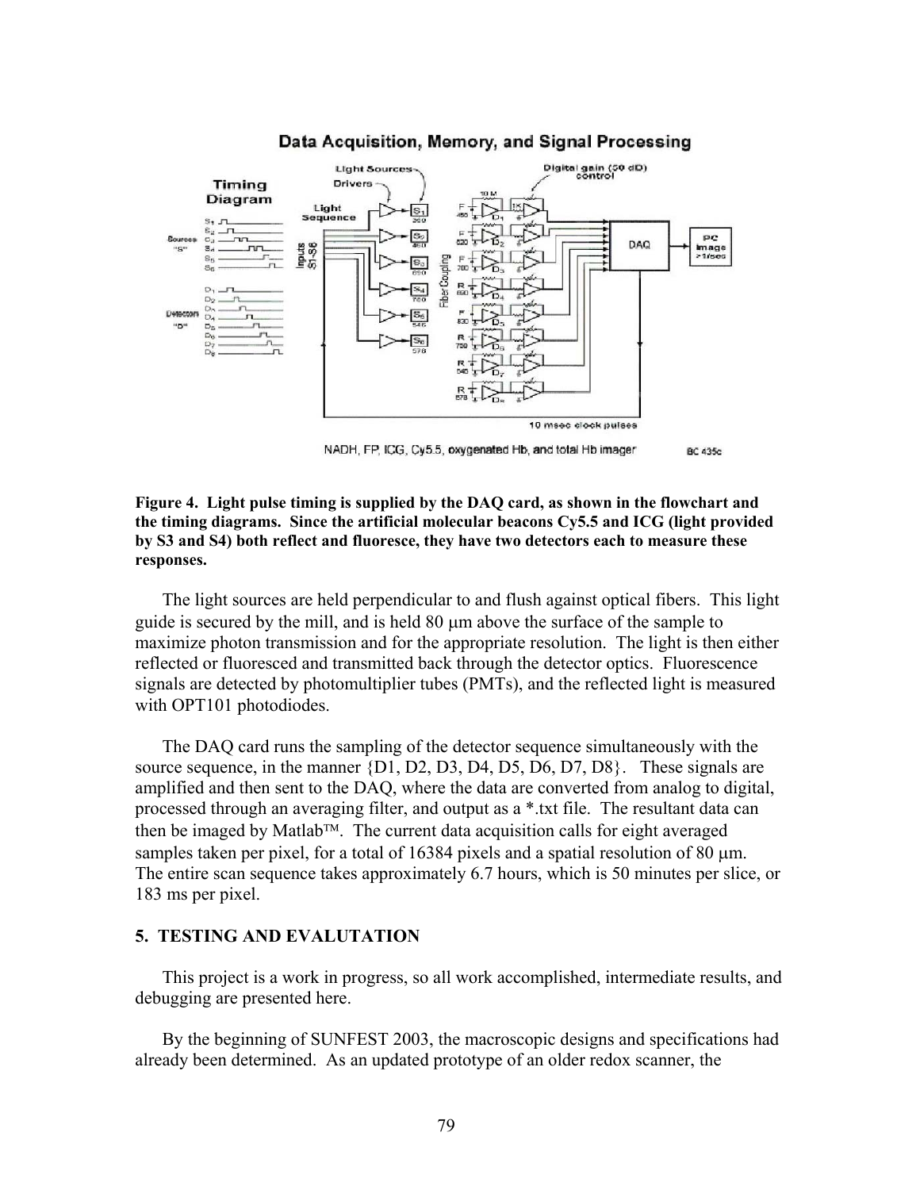**Figure 4. Light pulse timing is supplied by the DAQ card, as shown in the flowchart and the timing diagrams. Since the artificial molecular beacons Cy5.5 and ICG (light provided by S3 and S4) both reflect and fluoresce, they have two detectors each to measure these responses.**

The light sources are held perpendicular to and flush against optical fibers. This light guide is secured by the mill, and is held 80 μm above the surface of the sample to maximize photon transmission and for the appropriate resolution. The light is then either reflected or fluoresced and transmitted back through the detector optics. Fluorescence signals are detected by photomultiplier tubes (PMTs), and the reflected light is measured with OPT101 photodiodes.

The DAQ card runs the sampling of the detector sequence simultaneously with the source sequence, in the manner {D1, D2, D3, D4, D5, D6, D7, D8}. These signals are amplified and then sent to the DAQ, where the data are converted from analog to digital, processed through an averaging filter, and output as a *.txt file. The resultant data can then be imaged by Matlab™. The current data acquisition calls for eight averaged samples taken per pixel, for a total of 16384 pixels and a spatial resolution of 80 μm. The entire scan sequence takes approximately 6.7 hours, which is 50 minutes per slice, or 183 ms per pixel.

## 5. TESTING AND EVALUTATION

This project is a work in progress, so all work accomplished, intermediate results, and debugging are presented here.

By the beginning of SUNFEST 2003, the macroscopic designs and specifications had already been determined. As an updated prototype of an older redox scanner, the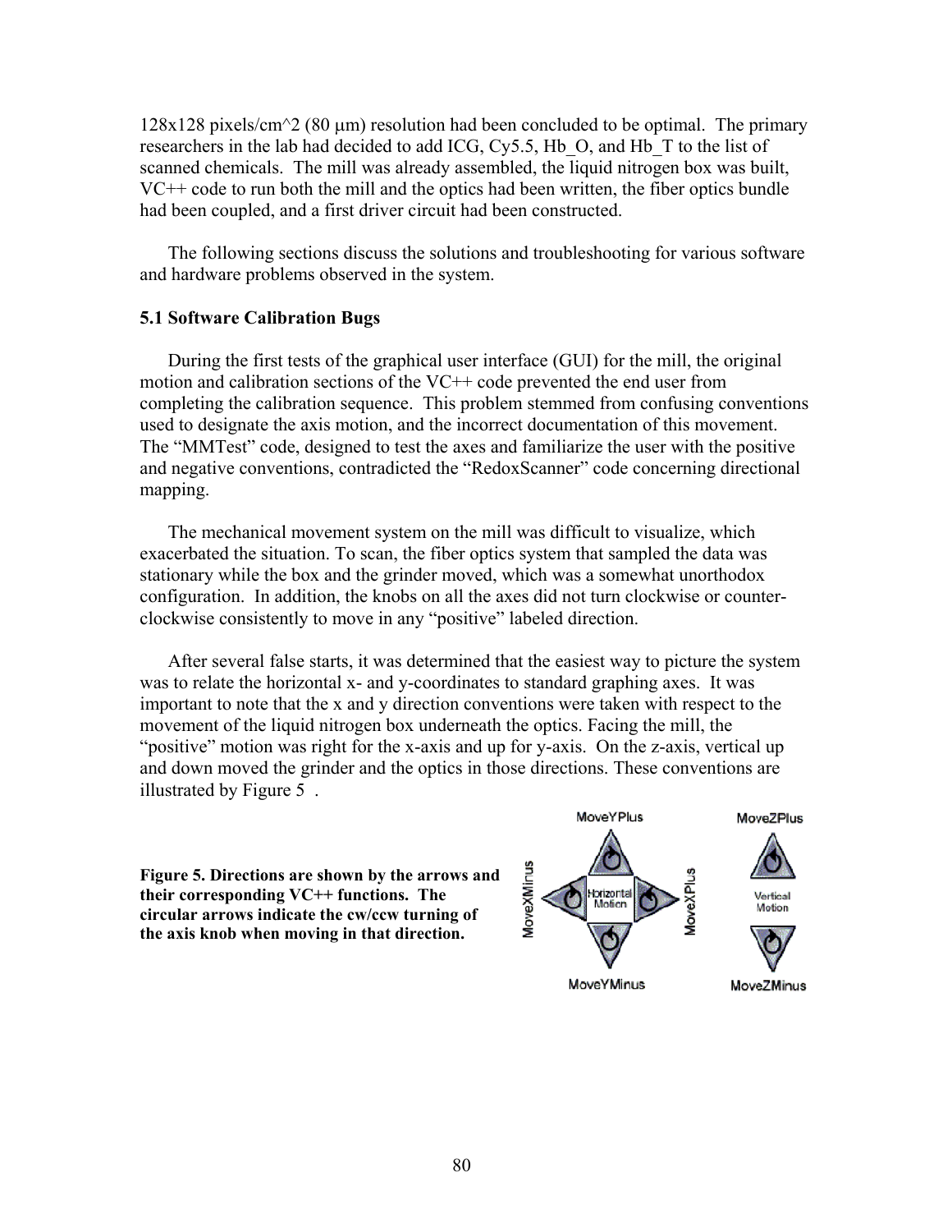128x128 pixels/cm^2 (80 μm) resolution had been concluded to be optimal. The primary researchers in the lab had decided to add ICG, Cy5.5, Hb_O, and Hb_T to the list of scanned chemicals. The mill was already assembled, the liquid nitrogen box was built, VC++ code to run both the mill and the optics had been written, the fiber optics bundle had been coupled, and a first driver circuit had been constructed.

The following sections discuss the solutions and troubleshooting for various software and hardware problems observed in the system.

### 5.1 Software Calibration Bugs

During the first tests of the graphical user interface (GUI) for the mill, the original motion and calibration sections of the VC++ code prevented the end user from completing the calibration sequence. This problem stemmed from confusing conventions used to designate the axis motion, and the incorrect documentation of this movement. The "MMTest" code, designed to test the axes and familiarize the user with the positive and negative conventions, contradicted the "RedoxScanner" code concerning directional mapping.

The mechanical movement system on the mill was difficult to visualize, which exacerbated the situation. To scan, the fiber optics system that sampled the data was stationary while the box and the grinder moved, which was a somewhat unorthodox configuration. In addition, the knobs on all the axes did not turn clockwise or counter-clockwise consistently to move in any "positive" labeled direction.

After several false starts, it was determined that the easiest way to picture the system was to relate the horizontal x- and y-coordinates to standard graphing axes. It was important to note that the x and y direction conventions were taken with respect to the movement of the liquid nitrogen box underneath the optics. Facing the mill, the "positive" motion was right for the x-axis and up for y-axis. On the z-axis, vertical up and down moved the grinder and the optics in those directions. These conventions are illustrated by Figure 5 .

**Figure 5. Directions are shown by the arrows and their corresponding VC++ functions. The circular arrows indicate the cw/ccw turning of the axis knob when moving in that direction.**

MoveYPlus, MoveXMinus, MoveXPlus, MoveYMinus (Horizontal Motion); MoveZPlus, MoveZMinus (Vertical Motion)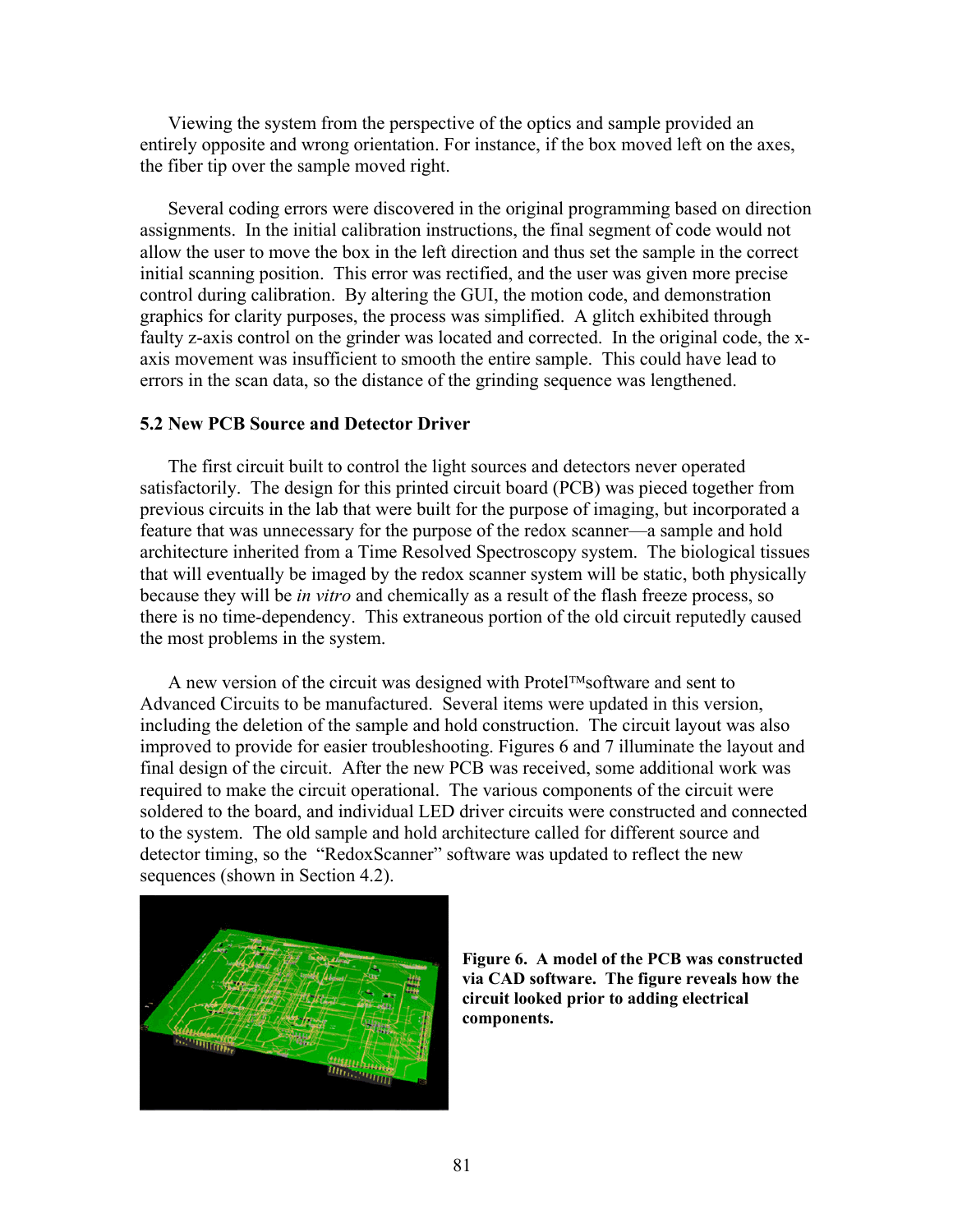Viewing the system from the perspective of the optics and sample provided an entirely opposite and wrong orientation. For instance, if the box moved left on the axes, the fiber tip over the sample moved right.

Several coding errors were discovered in the original programming based on direction assignments. In the initial calibration instructions, the final segment of code would not allow the user to move the box in the left direction and thus set the sample in the correct initial scanning position. This error was rectified, and the user was given more precise control during calibration. By altering the GUI, the motion code, and demonstration graphics for clarity purposes, the process was simplified. A glitch exhibited through faulty z-axis control on the grinder was located and corrected. In the original code, the x-axis movement was insufficient to smooth the entire sample. This could have lead to errors in the scan data, so the distance of the grinding sequence was lengthened.

### 5.2 New PCB Source and Detector Driver

The first circuit built to control the light sources and detectors never operated satisfactorily. The design for this printed circuit board (PCB) was pieced together from previous circuits in the lab that were built for the purpose of imaging, but incorporated a feature that was unnecessary for the purpose of the redox scanner—a sample and hold architecture inherited from a Time Resolved Spectroscopy system. The biological tissues that will eventually be imaged by the redox scanner system will be static, both physically because they will be *in vitro* and chemically as a result of the flash freeze process, so there is no time-dependency. This extraneous portion of the old circuit reputedly caused the most problems in the system.

A new version of the circuit was designed with Protel™software and sent to Advanced Circuits to be manufactured. Several items were updated in this version, including the deletion of the sample and hold construction. The circuit layout was also improved to provide for easier troubleshooting. Figures 6 and 7 illuminate the layout and final design of the circuit. After the new PCB was received, some additional work was required to make the circuit operational. The various components of the circuit were soldered to the board, and individual LED driver circuits were constructed and connected to the system. The old sample and hold architecture called for different source and detector timing, so the "RedoxScanner" software was updated to reflect the new sequences (shown in Section 4.2).

**Figure 6. A model of the PCB was constructed via CAD software. The figure reveals how the circuit looked prior to adding electrical components.**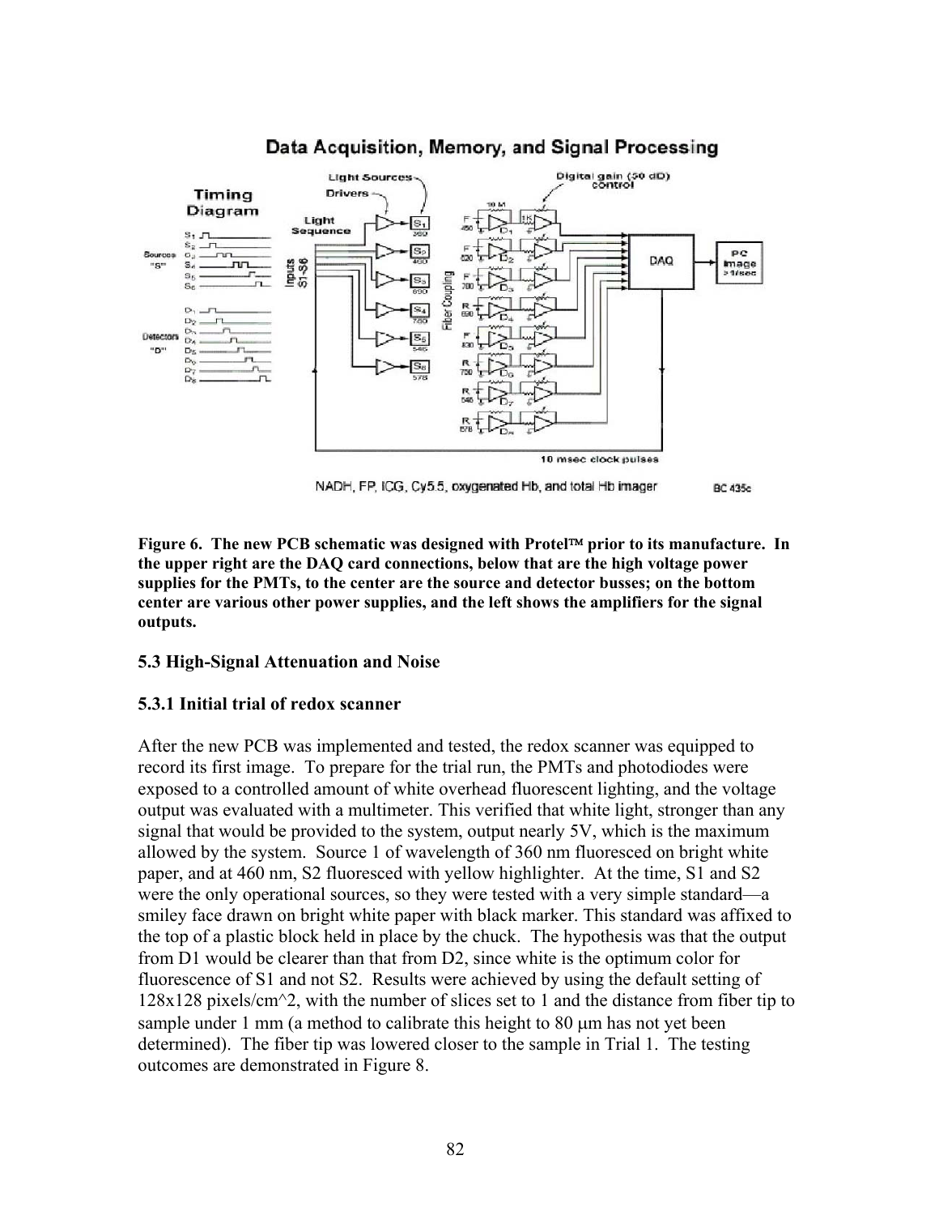**Figure 6. The new PCB schematic was designed with Protel™ prior to its manufacture. In the upper right are the DAQ card connections, below that are the high voltage power supplies for the PMTs, to the center are the source and detector busses; on the bottom center are various other power supplies, and the left shows the amplifiers for the signal outputs.**

### 5.3 High-Signal Attenuation and Noise

#### 5.3.1 Initial trial of redox scanner

After the new PCB was implemented and tested, the redox scanner was equipped to record its first image. To prepare for the trial run, the PMTs and photodiodes were exposed to a controlled amount of white overhead fluorescent lighting, and the voltage output was evaluated with a multimeter. This verified that white light, stronger than any signal that would be provided to the system, output nearly 5V, which is the maximum allowed by the system. Source 1 of wavelength of 360 nm fluoresced on bright white paper, and at 460 nm, S2 fluoresced with yellow highlighter. At the time, S1 and S2 were the only operational sources, so they were tested with a very simple standard—a smiley face drawn on bright white paper with black marker. This standard was affixed to the top of a plastic block held in place by the chuck. The hypothesis was that the output from D1 would be clearer than that from D2, since white is the optimum color for fluorescence of S1 and not S2. Results were achieved by using the default setting of 128x128 pixels/cm^2, with the number of slices set to 1 and the distance from fiber tip to sample under 1 mm (a method to calibrate this height to 80 μm has not yet been determined). The fiber tip was lowered closer to the sample in Trial 1. The testing outcomes are demonstrated in Figure 8.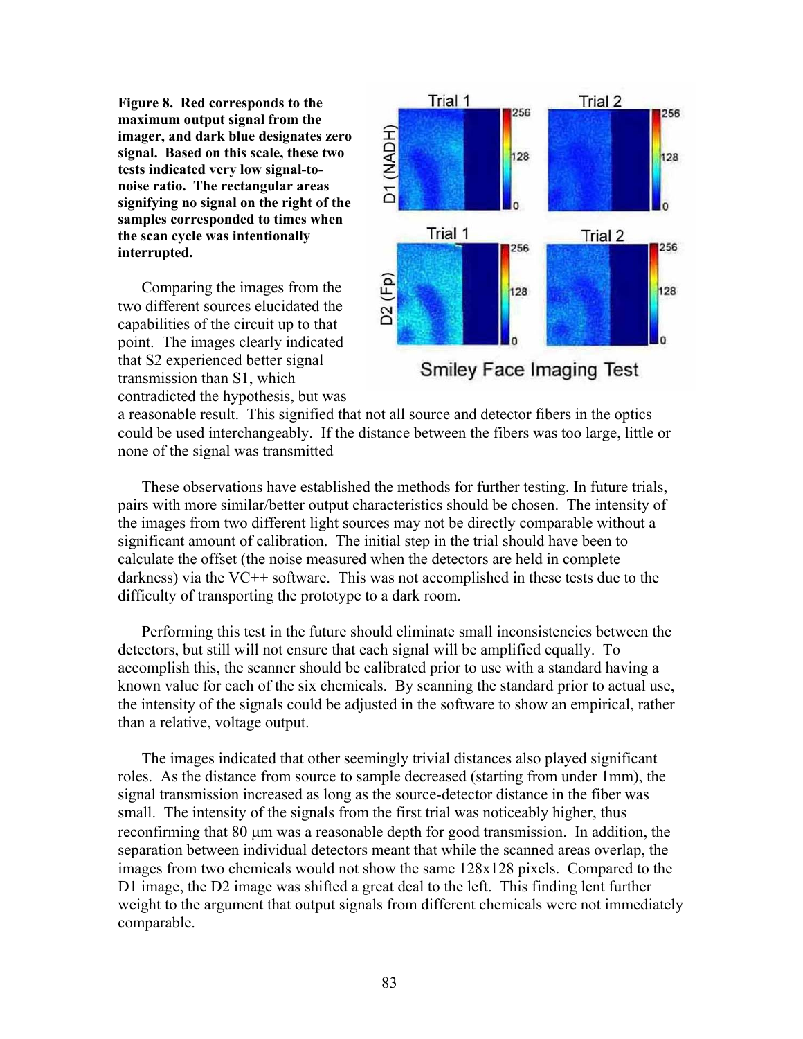**Figure 8. Red corresponds to the maximum output signal from the imager, and dark blue designates zero signal. Based on this scale, these two tests indicated very low signal-to-noise ratio. The rectangular areas signifying no signal on the right of the samples corresponded to times when the scan cycle was intentionally interrupted.**

Comparing the images from the two different sources elucidated the capabilities of the circuit up to that point. The images clearly indicated that S2 experienced better signal transmission than S1, which contradicted the hypothesis, but was a reasonable result. This signified that not all source and detector fibers in the optics could be used interchangeably. If the distance between the fibers was too large, little or none of the signal was transmitted

These observations have established the methods for further testing. In future trials, pairs with more similar/better output characteristics should be chosen. The intensity of the images from two different light sources may not be directly comparable without a significant amount of calibration. The initial step in the trial should have been to calculate the offset (the noise measured when the detectors are held in complete darkness) via the VC++ software. This was not accomplished in these tests due to the difficulty of transporting the prototype to a dark room.

Performing this test in the future should eliminate small inconsistencies between the detectors, but still will not ensure that each signal will be amplified equally. To accomplish this, the scanner should be calibrated prior to use with a standard having a known value for each of the six chemicals. By scanning the standard prior to actual use, the intensity of the signals could be adjusted in the software to show an empirical, rather than a relative, voltage output.

The images indicated that other seemingly trivial distances also played significant roles. As the distance from source to sample decreased (starting from under 1mm), the signal transmission increased as long as the source-detector distance in the fiber was small. The intensity of the signals from the first trial was noticeably higher, thus reconfirming that 80 μm was a reasonable depth for good transmission. In addition, the separation between individual detectors meant that while the scanned areas overlap, the images from two chemicals would not show the same 128x128 pixels. Compared to the D1 image, the D2 image was shifted a great deal to the left. This finding lent further weight to the argument that output signals from different chemicals were not immediately comparable.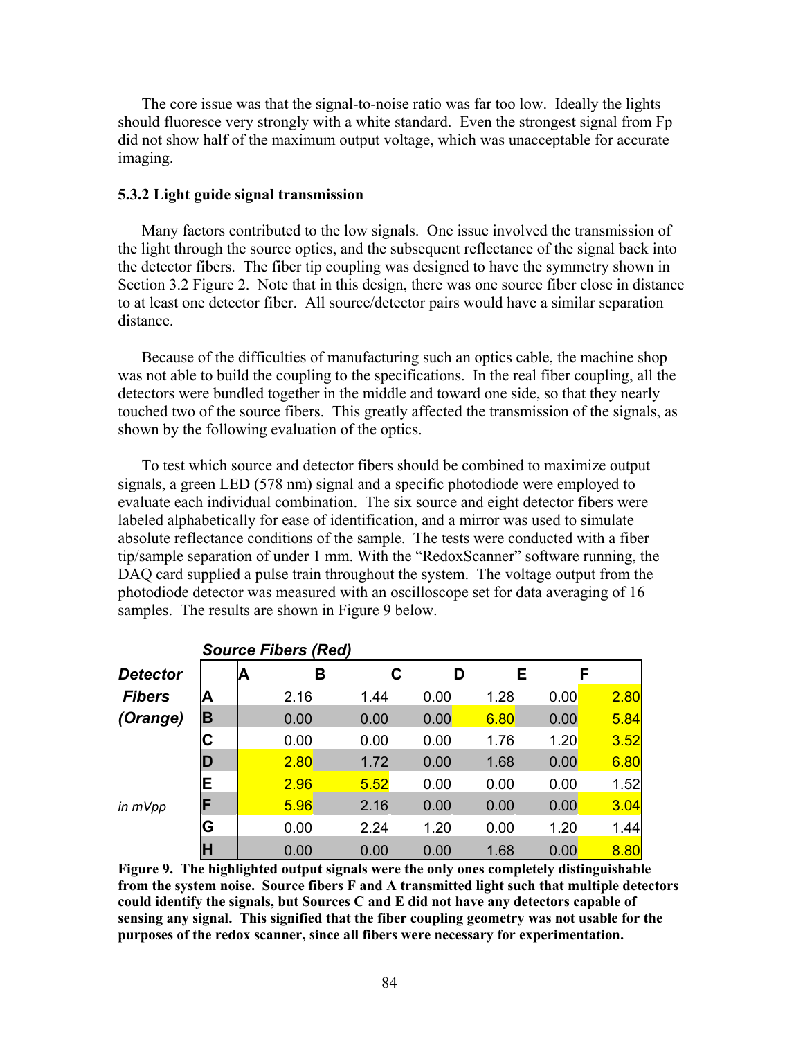The core issue was that the signal-to-noise ratio was far too low. Ideally the lights should fluoresce very strongly with a white standard. Even the strongest signal from Fp did not show half of the maximum output voltage, which was unacceptable for accurate imaging.

### 5.3.2 Light guide signal transmission

Many factors contributed to the low signals. One issue involved the transmission of the light through the source optics, and the subsequent reflectance of the signal back into the detector fibers. The fiber tip coupling was designed to have the symmetry shown in Section 3.2 Figure 2. Note that in this design, there was one source fiber close in distance to at least one detector fiber. All source/detector pairs would have a similar separation distance.

Because of the difficulties of manufacturing such an optics cable, the machine shop was not able to build the coupling to the specifications. In the real fiber coupling, all the detectors were bundled together in the middle and toward one side, so that they nearly touched two of the source fibers. This greatly affected the transmission of the signals, as shown by the following evaluation of the optics.

To test which source and detector fibers should be combined to maximize output signals, a green LED (578 nm) signal and a specific photodiode were employed to evaluate each individual combination. The six source and eight detector fibers were labeled alphabetically for ease of identification, and a mirror was used to simulate absolute reflectance conditions of the sample. The tests were conducted with a fiber tip/sample separation of under 1 mm. With the "RedoxScanner" software running, the DAQ card supplied a pulse train throughout the system. The voltage output from the photodiode detector was measured with an oscilloscope set for data averaging of 16 samples. The results are shown in Figure 9 below.

| | ***Source Fibers (Red)*** | | | | | |
|---|---|---|---|---|---|---|
| ***Detector Fibers (Orange)*** (*in mVpp*) | **A** | **B** | **C** | **D** | **E** | **F** |
| **A** | 2.16 | 1.44 | 0.00 | 1.28 | 0.00 | 2.80 |
| **B** | 0.00 | 0.00 | 0.00 | 6.80 | 0.00 | 5.84 |
| **C** | 0.00 | 0.00 | 0.00 | 1.76 | 1.20 | 3.52 |
| **D** | 2.80 | 1.72 | 0.00 | 1.68 | 0.00 | 6.80 |
| **E** | 2.96 | 5.52 | 0.00 | 0.00 | 0.00 | 1.52 |
| **F** | 5.96 | 2.16 | 0.00 | 0.00 | 0.00 | 3.04 |
| **G** | 0.00 | 2.24 | 1.20 | 0.00 | 1.20 | 1.44 |
| **H** | 0.00 | 0.00 | 0.00 | 1.68 | 0.00 | 8.80 |

**Figure 9. The highlighted output signals were the only ones completely distinguishable from the system noise. Source fibers F and A transmitted light such that multiple detectors could identify the signals, but Sources C and E did not have any detectors capable of sensing any signal. This signified that the fiber coupling geometry was not usable for the purposes of the redox scanner, since all fibers were necessary for experimentation.**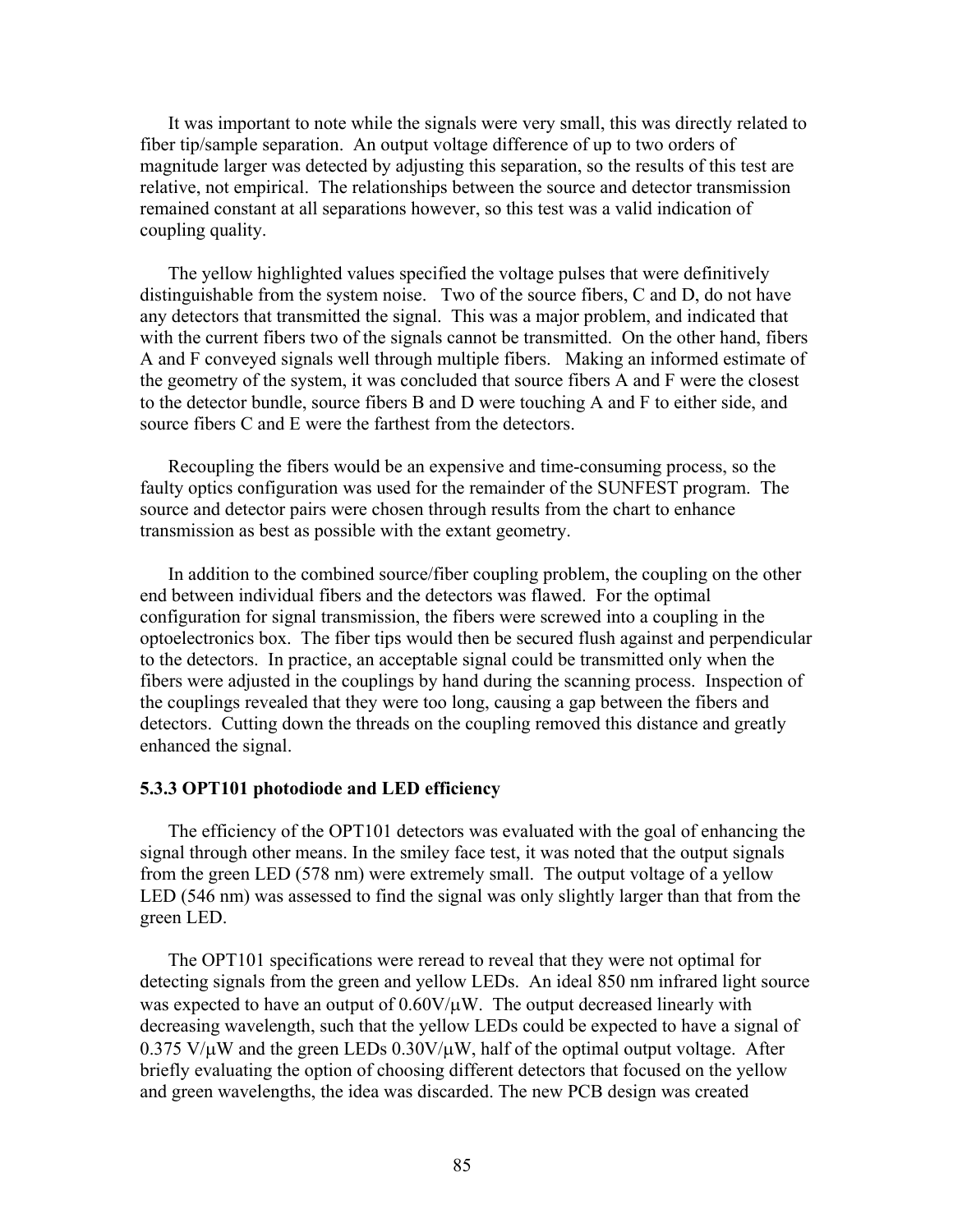It was important to note while the signals were very small, this was directly related to fiber tip/sample separation. An output voltage difference of up to two orders of magnitude larger was detected by adjusting this separation, so the results of this test are relative, not empirical. The relationships between the source and detector transmission remained constant at all separations however, so this test was a valid indication of coupling quality.

The yellow highlighted values specified the voltage pulses that were definitively distinguishable from the system noise. Two of the source fibers, C and D, do not have any detectors that transmitted the signal. This was a major problem, and indicated that with the current fibers two of the signals cannot be transmitted. On the other hand, fibers A and F conveyed signals well through multiple fibers. Making an informed estimate of the geometry of the system, it was concluded that source fibers A and F were the closest to the detector bundle, source fibers B and D were touching A and F to either side, and source fibers C and E were the farthest from the detectors.

Recoupling the fibers would be an expensive and time-consuming process, so the faulty optics configuration was used for the remainder of the SUNFEST program. The source and detector pairs were chosen through results from the chart to enhance transmission as best as possible with the extant geometry.

In addition to the combined source/fiber coupling problem, the coupling on the other end between individual fibers and the detectors was flawed. For the optimal configuration for signal transmission, the fibers were screwed into a coupling in the optoelectronics box. The fiber tips would then be secured flush against and perpendicular to the detectors. In practice, an acceptable signal could be transmitted only when the fibers were adjusted in the couplings by hand during the scanning process. Inspection of the couplings revealed that they were too long, causing a gap between the fibers and detectors. Cutting down the threads on the coupling removed this distance and greatly enhanced the signal.

### 5.3.3 OPT101 photodiode and LED efficiency

The efficiency of the OPT101 detectors was evaluated with the goal of enhancing the signal through other means. In the smiley face test, it was noted that the output signals from the green LED (578 nm) were extremely small. The output voltage of a yellow LED (546 nm) was assessed to find the signal was only slightly larger than that from the green LED.

The OPT101 specifications were reread to reveal that they were not optimal for detecting signals from the green and yellow LEDs. An ideal 850 nm infrared light source was expected to have an output of 0.60V/μW. The output decreased linearly with decreasing wavelength, such that the yellow LEDs could be expected to have a signal of 0.375 V/μW and the green LEDs 0.30V/μW, half of the optimal output voltage. After briefly evaluating the option of choosing different detectors that focused on the yellow and green wavelengths, the idea was discarded. The new PCB design was created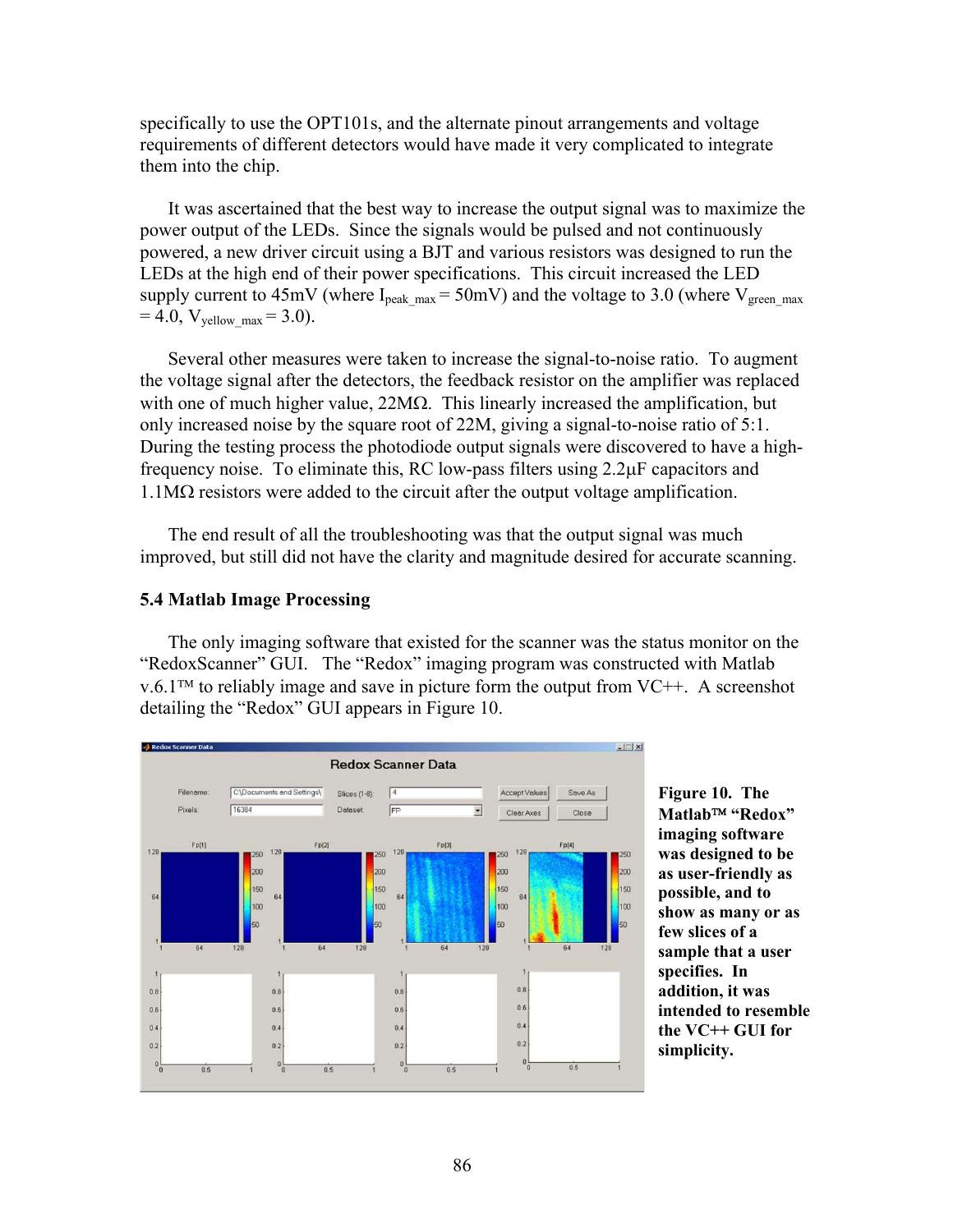specifically to use the OPT101s, and the alternate pinout arrangements and voltage requirements of different detectors would have made it very complicated to integrate them into the chip.

It was ascertained that the best way to increase the output signal was to maximize the power output of the LEDs. Since the signals would be pulsed and not continuously powered, a new driver circuit using a BJT and various resistors was designed to run the LEDs at the high end of their power specifications. This circuit increased the LED supply current to 45mV (where $I_{peak\_max}$ = 50mV) and the voltage to 3.0 (where $V_{green\_max}$ = 4.0, $V_{yellow\_max}$ = 3.0).

Several other measures were taken to increase the signal-to-noise ratio. To augment the voltage signal after the detectors, the feedback resistor on the amplifier was replaced with one of much higher value, 22MΩ. This linearly increased the amplification, but only increased noise by the square root of 22M, giving a signal-to-noise ratio of 5:1. During the testing process the photodiode output signals were discovered to have a high-frequency noise. To eliminate this, RC low-pass filters using 2.2μF capacitors and 1.1MΩ resistors were added to the circuit after the output voltage amplification.

The end result of all the troubleshooting was that the output signal was much improved, but still did not have the clarity and magnitude desired for accurate scanning.

### 5.4 Matlab Image Processing

The only imaging software that existed for the scanner was the status monitor on the "RedoxScanner" GUI. The "Redox" imaging program was constructed with Matlab v.6.1™ to reliably image and save in picture form the output from VC++. A screenshot detailing the "Redox" GUI appears in Figure 10.

**Figure 10. The Matlab™ "Redox" imaging software was designed to be as user-friendly as possible, and to show as many or as few slices of a user sample that a user specifies. In addition, it was intended to resemble the VC++ GUI for simplicity.**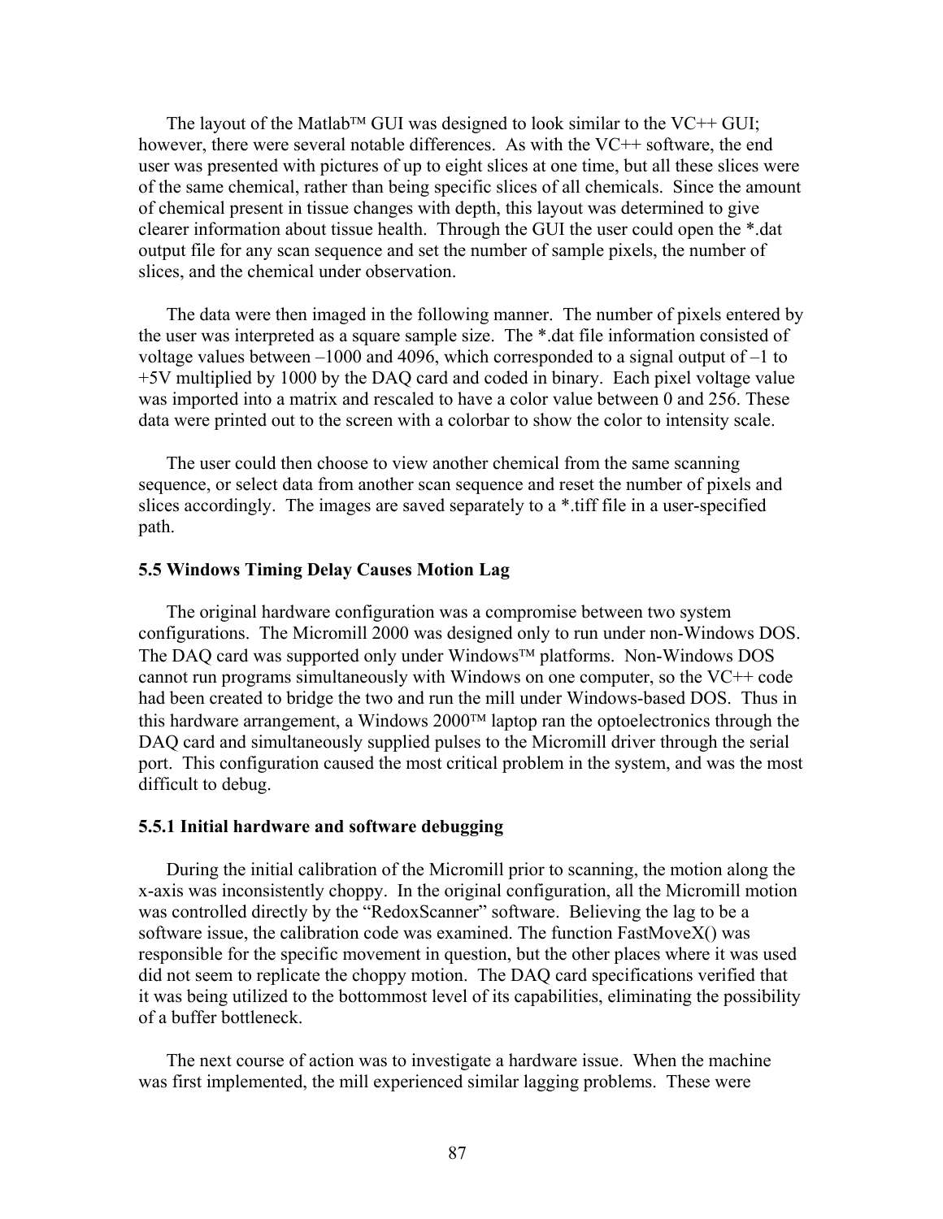The layout of the Matlab™ GUI was designed to look similar to the VC++ GUI; however, there were several notable differences. As with the VC++ software, the end user was presented with pictures of up to eight slices at one time, but all these slices were of the same chemical, rather than being specific slices of all chemicals. Since the amount of chemical present in tissue changes with depth, this layout was determined to give clearer information about tissue health. Through the GUI the user could open the *.dat output file for any scan sequence and set the number of sample pixels, the number of slices, and the chemical under observation.

The data were then imaged in the following manner. The number of pixels entered by the user was interpreted as a square sample size. The *.dat file information consisted of voltage values between –1000 and 4096, which corresponded to a signal output of –1 to +5V multiplied by 1000 by the DAQ card and coded in binary. Each pixel voltage value was imported into a matrix and rescaled to have a color value between 0 and 256. These data were printed out to the screen with a colorbar to show the color to intensity scale.

The user could then choose to view another chemical from the same scanning sequence, or select data from another scan sequence and reset the number of pixels and slices accordingly. The images are saved separately to a *.tiff file in a user-specified path.

### 5.5 Windows Timing Delay Causes Motion Lag

The original hardware configuration was a compromise between two system configurations. The Micromill 2000 was designed only to run under non-Windows DOS. The DAQ card was supported only under Windows™ platforms. Non-Windows DOS cannot run programs simultaneously with Windows on one computer, so the VC++ code had been created to bridge the two and run the mill under Windows-based DOS. Thus in this hardware arrangement, a Windows 2000™ laptop ran the optoelectronics through the DAQ card and simultaneously supplied pulses to the Micromill driver through the serial port. This configuration caused the most critical problem in the system, and was the most difficult to debug.

#### 5.5.1 Initial hardware and software debugging

During the initial calibration of the Micromill prior to scanning, the motion along the x-axis was inconsistently choppy. In the original configuration, all the Micromill motion was controlled directly by the "RedoxScanner" software. Believing the lag to be a software issue, the calibration code was examined. The function FastMoveX() was responsible for the specific movement in question, but the other places where it was used did not seem to replicate the choppy motion. The DAQ card specifications verified that it was being utilized to the bottommost level of its capabilities, eliminating the possibility of a buffer bottleneck.

The next course of action was to investigate a hardware issue. When the machine was first implemented, the mill experienced similar lagging problems. These were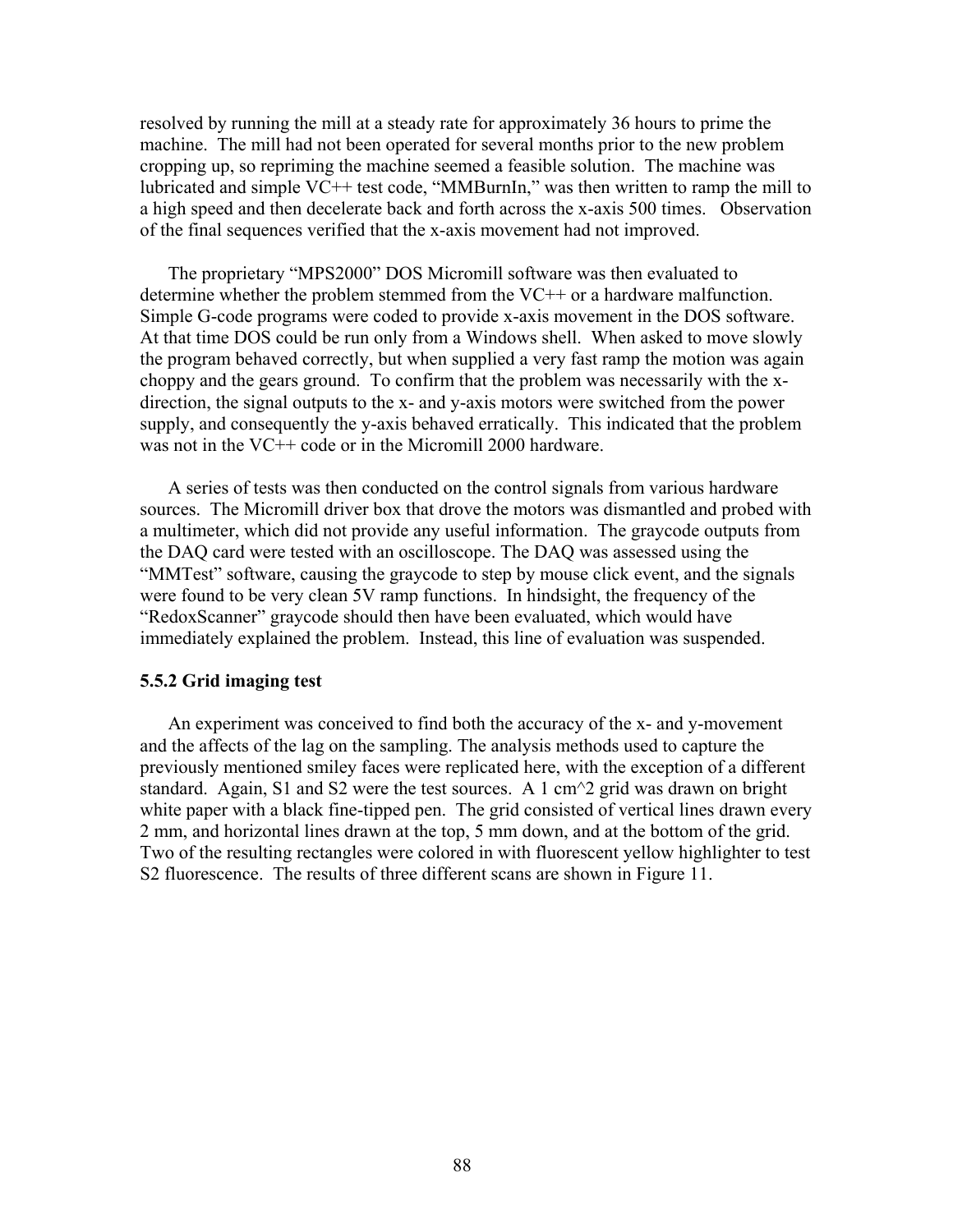resolved by running the mill at a steady rate for approximately 36 hours to prime the machine. The mill had not been operated for several months prior to the new problem cropping up, so repriming the machine seemed a feasible solution. The machine was lubricated and simple VC++ test code, "MMBurnIn," was then written to ramp the mill to a high speed and then decelerate back and forth across the x-axis 500 times. Observation of the final sequences verified that the x-axis movement had not improved.

The proprietary "MPS2000" DOS Micromill software was then evaluated to determine whether the problem stemmed from the VC++ or a hardware malfunction. Simple G-code programs were coded to provide x-axis movement in the DOS software. At that time DOS could be run only from a Windows shell. When asked to move slowly the program behaved correctly, but when supplied a very fast ramp the motion was again choppy and the gears ground. To confirm that the problem was necessarily with the x-direction, the signal outputs to the x- and y-axis motors were switched from the power supply, and consequently the y-axis behaved erratically. This indicated that the problem was not in the VC++ code or in the Micromill 2000 hardware.

A series of tests was then conducted on the control signals from various hardware sources. The Micromill driver box that drove the motors was dismantled and probed with a multimeter, which did not provide any useful information. The graycode outputs from the DAQ card were tested with an oscilloscope. The DAQ was assessed using the "MMTest" software, causing the graycode to step by mouse click event, and the signals were found to be very clean 5V ramp functions. In hindsight, the frequency of the "RedoxScanner" graycode should then have been evaluated, which would have immediately explained the problem. Instead, this line of evaluation was suspended.

### 5.5.2 Grid imaging test

An experiment was conceived to find both the accuracy of the x- and y-movement and the affects of the lag on the sampling. The analysis methods used to capture the previously mentioned smiley faces were replicated here, with the exception of a different standard. Again, S1 and S2 were the test sources. A 1 cm^2 grid was drawn on bright white paper with a black fine-tipped pen. The grid consisted of vertical lines drawn every 2 mm, and horizontal lines drawn at the top, 5 mm down, and at the bottom of the grid. Two of the resulting rectangles were colored in with fluorescent yellow highlighter to test S2 fluorescence. The results of three different scans are shown in Figure 11.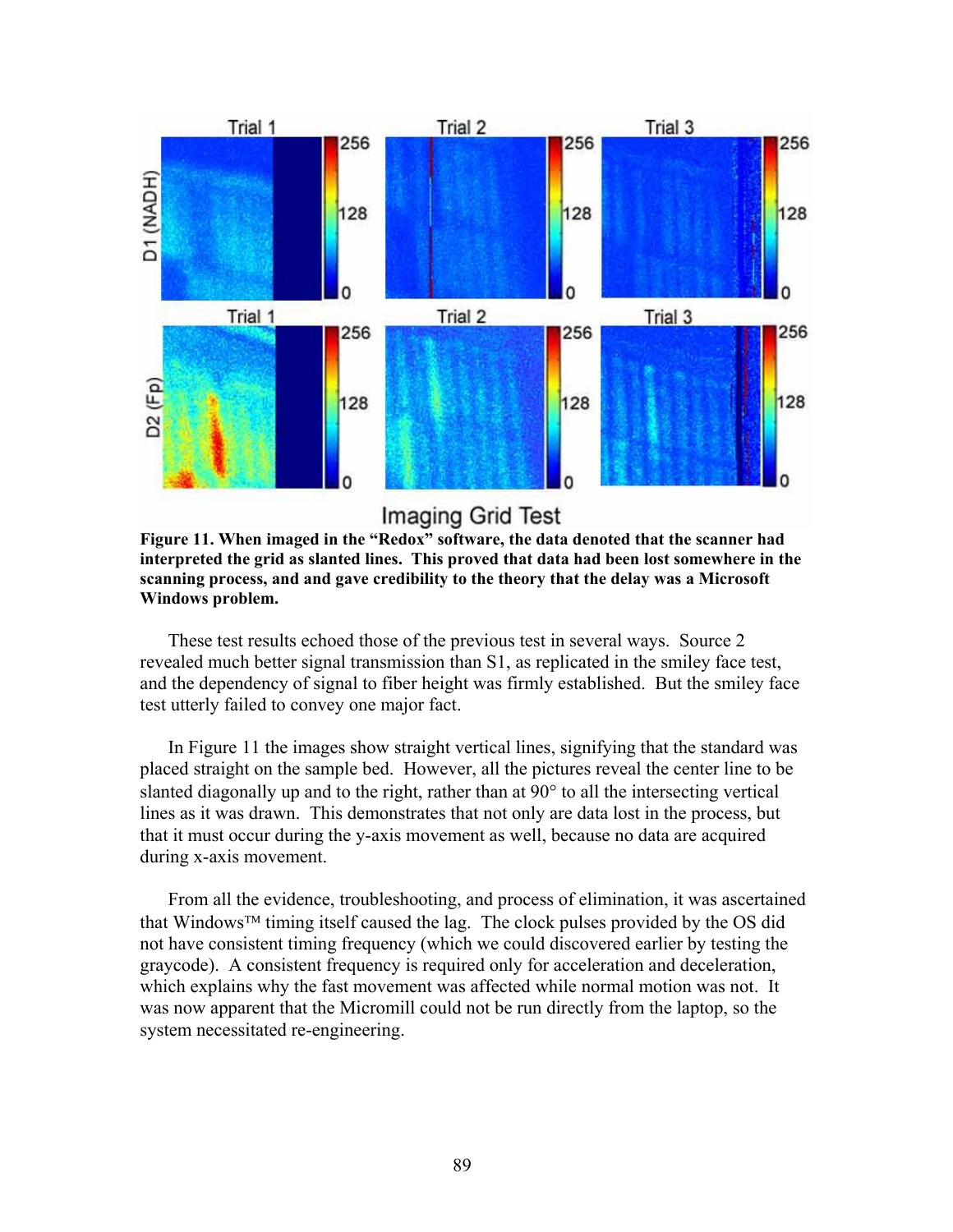**Figure 11. When imaged in the "Redox" software, the data denoted that the scanner had interpreted the grid as slanted lines. This proved that data had been lost somewhere in the scanning process, and and gave credibility to the theory that the delay was a Microsoft Windows problem.**

These test results echoed those of the previous test in several ways. Source 2 revealed much better signal transmission than S1, as replicated in the smiley face test, and the dependency of signal to fiber height was firmly established. But the smiley face test utterly failed to convey one major fact.

In Figure 11 the images show straight vertical lines, signifying that the standard was placed straight on the sample bed. However, all the pictures reveal the center line to be slanted diagonally up and to the right, rather than at 90° to all the intersecting vertical lines as it was drawn. This demonstrates that not only are data lost in the process, but that it must occur during the y-axis movement as well, because no data are acquired during x-axis movement.

From all the evidence, troubleshooting, and process of elimination, it was ascertained that Windows™ timing itself caused the lag. The clock pulses provided by the OS did not have consistent timing frequency (which we could discovered earlier by testing the graycode). A consistent frequency is required only for acceleration and deceleration, which explains why the fast movement was affected while normal motion was not. It was now apparent that the Micromill could not be run directly from the laptop, so the system necessitated re-engineering.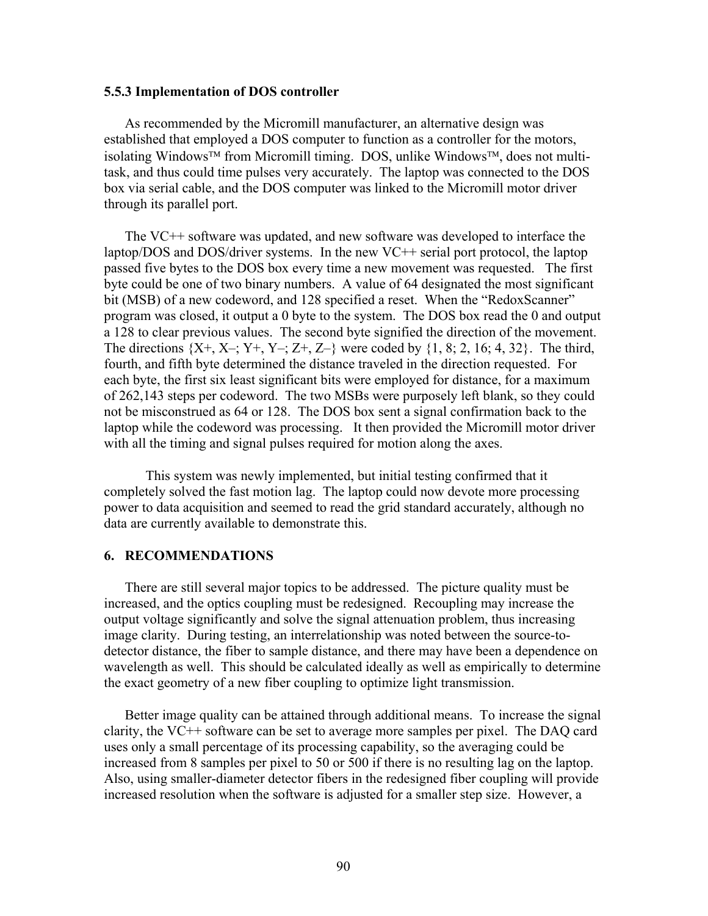### 5.5.3 Implementation of DOS controller

As recommended by the Micromill manufacturer, an alternative design was established that employed a DOS computer to function as a controller for the motors, isolating Windows™ from Micromill timing. DOS, unlike Windows™, does not multi-task, and thus could time pulses very accurately. The laptop was connected to the DOS box via serial cable, and the DOS computer was linked to the Micromill motor driver through its parallel port.

The VC++ software was updated, and new software was developed to interface the laptop/DOS and DOS/driver systems. In the new VC++ serial port protocol, the laptop passed five bytes to the DOS box every time a new movement was requested. The first byte could be one of two binary numbers. A value of 64 designated the most significant bit (MSB) of a new codeword, and 128 specified a reset. When the "RedoxScanner" program was closed, it output a 0 byte to the system. The DOS box read the 0 and output a 128 to clear previous values. The second byte signified the direction of the movement. The directions {X+, X–; Y+, Y–; Z+, Z–} were coded by {1, 8; 2, 16; 4, 32}. The third, fourth, and fifth byte determined the distance traveled in the direction requested. For each byte, the first six least significant bits were employed for distance, for a maximum of 262,143 steps per codeword. The two MSBs were purposely left blank, so they could not be misconstrued as 64 or 128. The DOS box sent a signal confirmation back to the laptop while the codeword was processing. It then provided the Micromill motor driver with all the timing and signal pulses required for motion along the axes.

This system was newly implemented, but initial testing confirmed that it completely solved the fast motion lag. The laptop could now devote more processing power to data acquisition and seemed to read the grid standard accurately, although no data are currently available to demonstrate this.

## 6. RECOMMENDATIONS

There are still several major topics to be addressed. The picture quality must be increased, and the optics coupling must be redesigned. Recoupling may increase the output voltage significantly and solve the signal attenuation problem, thus increasing image clarity. During testing, an interrelationship was noted between the source-to-detector distance, the fiber to sample distance, and there may have been a dependence on wavelength as well. This should be calculated ideally as well as empirically to determine the exact geometry of a new fiber coupling to optimize light transmission.

Better image quality can be attained through additional means. To increase the signal clarity, the VC++ software can be set to average more samples per pixel. The DAQ card uses only a small percentage of its processing capability, so the averaging could be increased from 8 samples per pixel to 50 or 500 if there is no resulting lag on the laptop. Also, using smaller-diameter detector fibers in the redesigned fiber coupling will provide increased resolution when the software is adjusted for a smaller step size. However, a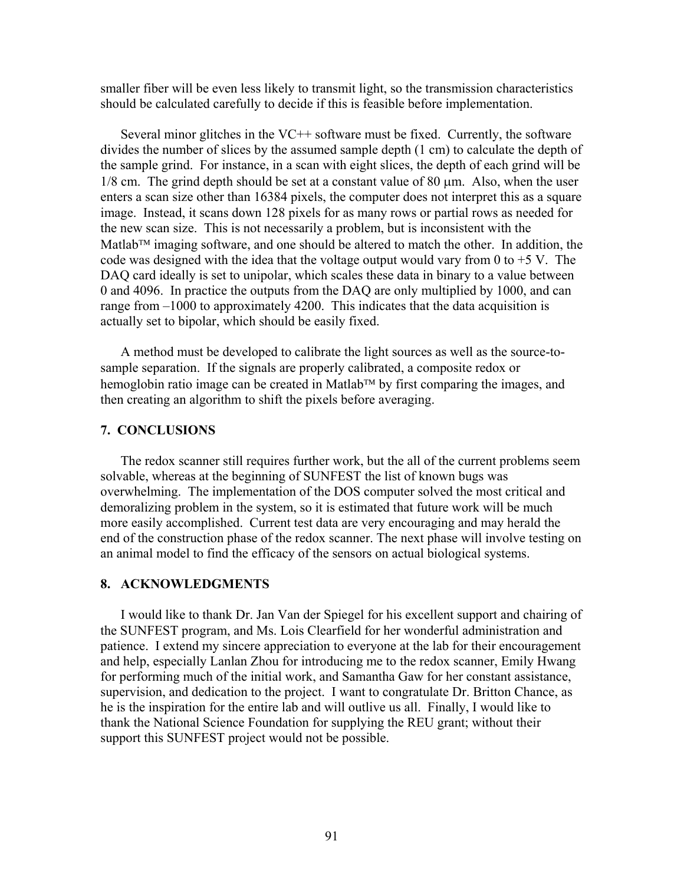smaller fiber will be even less likely to transmit light, so the transmission characteristics should be calculated carefully to decide if this is feasible before implementation.

Several minor glitches in the VC++ software must be fixed. Currently, the software divides the number of slices by the assumed sample depth (1 cm) to calculate the depth of the sample grind. For instance, in a scan with eight slices, the depth of each grind will be 1/8 cm. The grind depth should be set at a constant value of 80 μm. Also, when the user enters a scan size other than 16384 pixels, the computer does not interpret this as a square image. Instead, it scans down 128 pixels for as many rows or partial rows as needed for the new scan size. This is not necessarily a problem, but is inconsistent with the Matlab™ imaging software, and one should be altered to match the other. In addition, the code was designed with the idea that the voltage output would vary from 0 to +5 V. The DAQ card ideally is set to unipolar, which scales these data in binary to a value between 0 and 4096. In practice the outputs from the DAQ are only multiplied by 1000, and can range from –1000 to approximately 4200. This indicates that the data acquisition is actually set to bipolar, which should be easily fixed.

A method must be developed to calibrate the light sources as well as the source-to-sample separation. If the signals are properly calibrated, a composite redox or hemoglobin ratio image can be created in Matlab™ by first comparing the images, and then creating an algorithm to shift the pixels before averaging.

## 7. CONCLUSIONS

The redox scanner still requires further work, but the all of the current problems seem solvable, whereas at the beginning of SUNFEST the list of known bugs was overwhelming. The implementation of the DOS computer solved the most critical and demoralizing problem in the system, so it is estimated that future work will be much more easily accomplished. Current test data are very encouraging and may herald the end of the construction phase of the redox scanner. The next phase will involve testing on an animal model to find the efficacy of the sensors on actual biological systems.

## 8. ACKNOWLEDGMENTS

I would like to thank Dr. Jan Van der Spiegel for his excellent support and chairing of the SUNFEST program, and Ms. Lois Clearfield for her wonderful administration and patience. I extend my sincere appreciation to everyone at the lab for their encouragement and help, especially Lanlan Zhou for introducing me to the redox scanner, Emily Hwang for performing much of the initial work, and Samantha Gaw for her constant assistance, supervision, and dedication to the project. I want to congratulate Dr. Britton Chance, as he is the inspiration for the entire lab and will outlive us all. Finally, I would like to thank the National Science Foundation for supplying the REU grant; without their support this SUNFEST project would not be possible.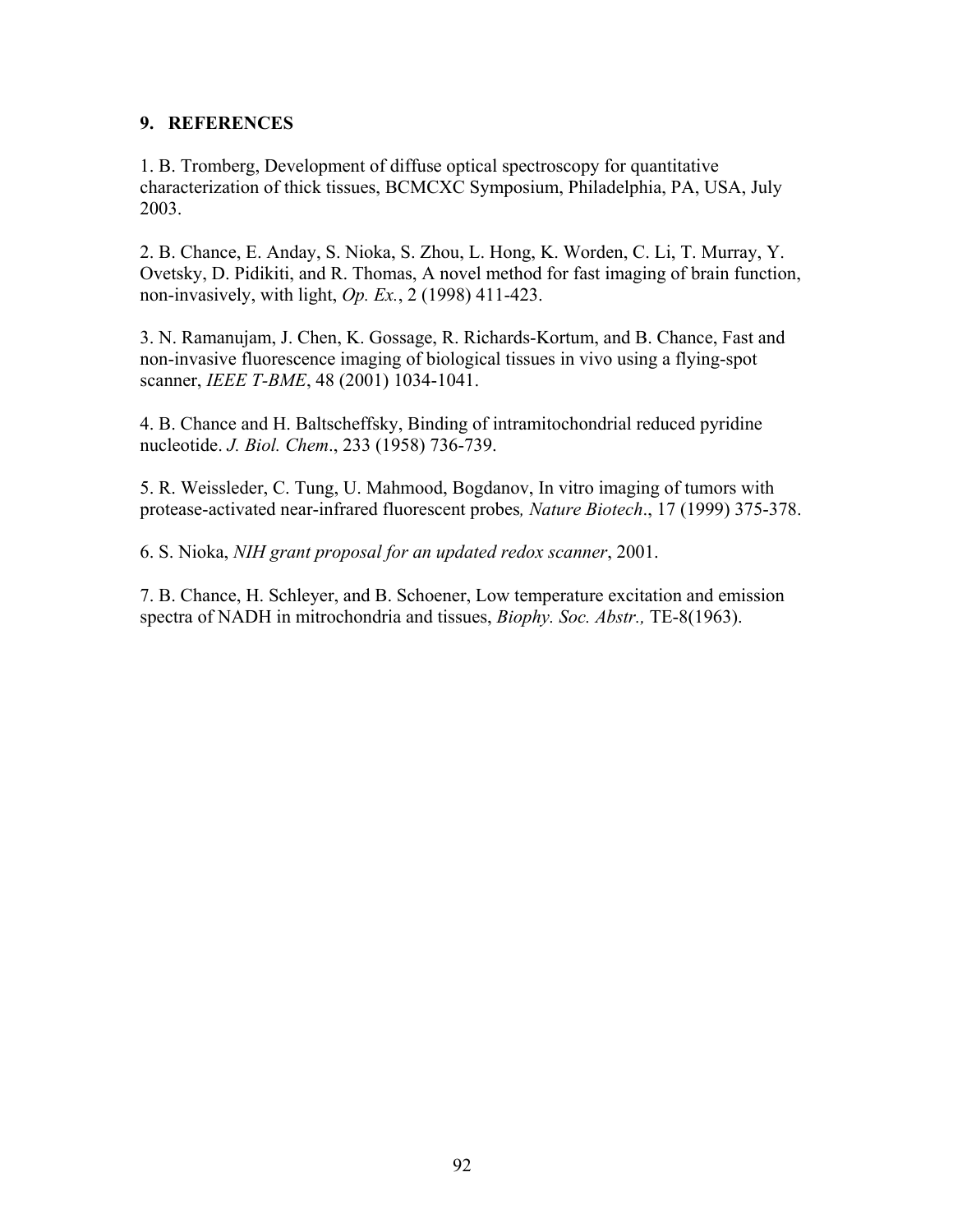## 9. REFERENCES

1. B. Tromberg, Development of diffuse optical spectroscopy for quantitative characterization of thick tissues, BCMCXC Symposium, Philadelphia, PA, USA, July 2003.

2. B. Chance, E. Anday, S. Nioka, S. Zhou, L. Hong, K. Worden, C. Li, T. Murray, Y. Ovetsky, D. Pidikiti, and R. Thomas, A novel method for fast imaging of brain function, non-invasively, with light, *Op. Ex.*, 2 (1998) 411-423.

3. N. Ramanujam, J. Chen, K. Gossage, R. Richards-Kortum, and B. Chance, Fast and non-invasive fluorescence imaging of biological tissues in vivo using a flying-spot scanner, *IEEE T-BME*, 48 (2001) 1034-1041.

4. B. Chance and H. Baltscheffsky, Binding of intramitochondrial reduced pyridine nucleotide. *J. Biol. Chem*., 233 (1958) 736-739.

5. R. Weissleder, C. Tung, U. Mahmood, Bogdanov, In vitro imaging of tumors with protease-activated near-infrared fluorescent probes*, Nature Biotech*., 17 (1999) 375-378.

6. S. Nioka, *NIH grant proposal for an updated redox scanner*, 2001.

7. B. Chance, H. Schleyer, and B. Schoener, Low temperature excitation and emission spectra of NADH in mitrochondria and tissues, *Biophy. Soc. Abstr.,* TE-8(1963).